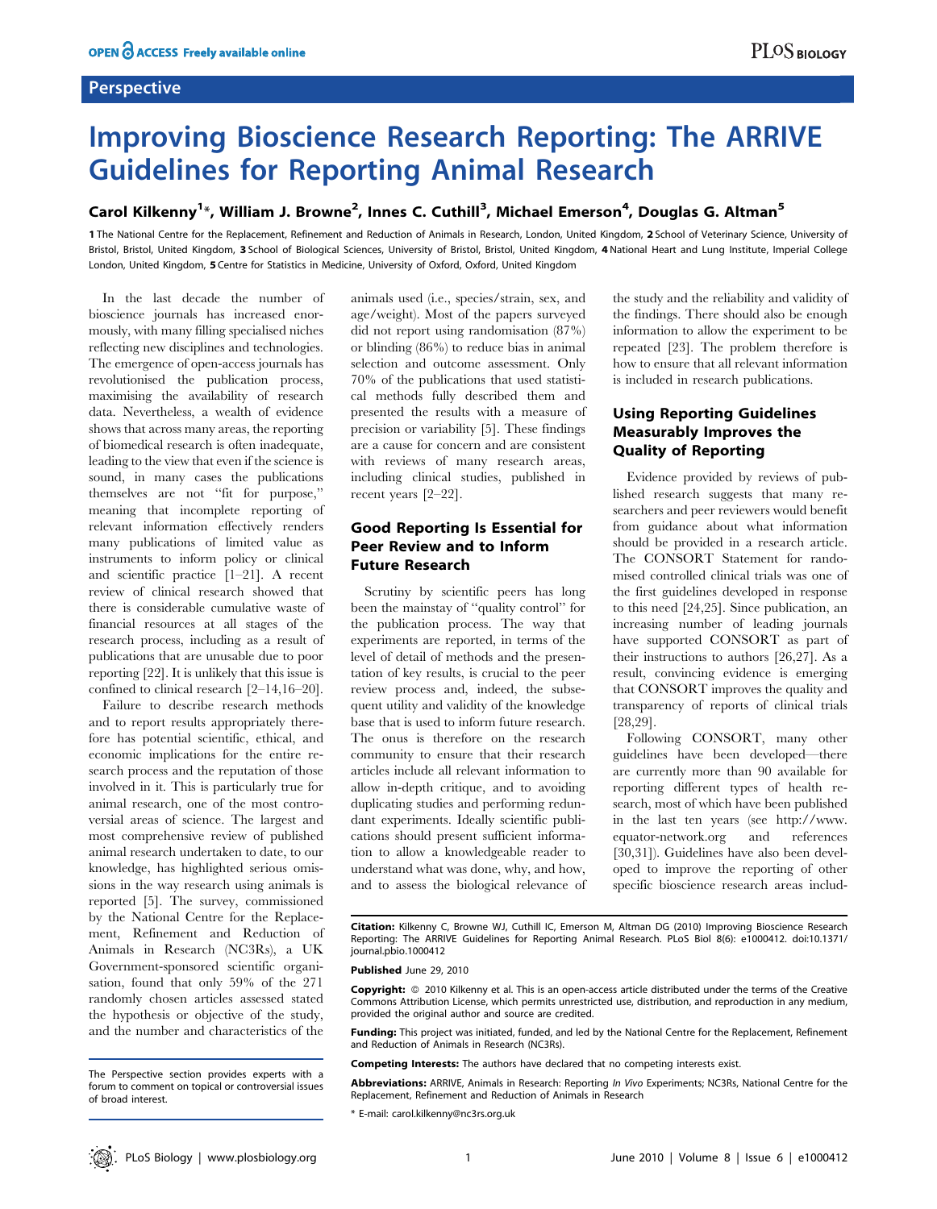Perspective

# Improving Bioscience Research Reporting: The ARRIVE Guidelines for Reporting Animal Research

**Carol Kilkenny[1]*, William J. Browne[2], Innes C. Cuthill[3], Michael Emerson[4], Douglas G. Altman[5]**

**1** The National Centre for the Replacement, Refinement and Reduction of Animals in Research, London, United Kingdom, **2** School of Veterinary Science, University of Bristol, Bristol, United Kingdom, **3** School of Biological Sciences, University of Bristol, Bristol, United Kingdom, **4** National Heart and Lung Institute, Imperial College London, London, United Kingdom, **5** Centre for Statistics in Medicine, University of Oxford, Oxford, United Kingdom

In the last decade the number of bioscience journals has increased enormously, with many filling specialised niches reflecting new disciplines and technologies. The emergence of open-access journals has revolutionised the publication process, maximising the availability of research data. Nevertheless, a wealth of evidence shows that across many areas, the reporting of biomedical research is often inadequate, leading to the view that even if the science is sound, in many cases the publications themselves are not "fit for purpose," meaning that incomplete reporting of relevant information renders many publications of limited value as instruments to inform policy or clinical and scientific practice [1–21]. A recent review of clinical research showed that there is considerable cumulative waste of financial resources at all stages of the research process, including as a result of publications that are unusable due to poor reporting [22]. It is unlikely that this issue is confined to clinical research [2–14,16–20].

Failure to describe research methods and to report results appropriately therefore has potential scientific, ethical, and economic implications for the entire research process and the reputation of those involved in it. This is particularly true for animal research, one of the most controversial areas of science. The largest and most comprehensive review of published animal research undertaken to date, to our knowledge, has highlighted serious omissions in the way research using animals is reported [5]. The survey, commissioned by the National Centre for the Replacement, Refinement and Reduction of Animals in Research (NC3Rs), a UK Government-sponsored scientific organisation, found that only 59% of the 271 randomly chosen articles assessed stated the hypothesis or objective of the study, and the number and characteristics of the animals used (i.e., species/strain, sex, and age/weight). Most of the papers surveyed did not report using randomisation (87%) or blinding (86%) to reduce bias in animal selection and outcome assessment. Only 70% of the publications that used statistical methods fully described them and presented the results with a measure of precision or variability [5]. These findings are a cause for concern and are consistent with reviews of many research areas, including clinical studies, published in recent years [2–22].

## Good Reporting Is Essential for Peer Review and to Inform Future Research

Scrutiny by scientific peers has long been the mainstay of "quality control" for the publication process. The way that experiments are reported, in terms of the level of detail of methods and the presentation of key results, is crucial to the peer review process and, indeed, the subsequent utility and validity of the knowledge base that is used to inform future research. The onus is therefore on the research community to ensure that their research articles include all relevant information to allow in-depth critique, and to avoiding duplicating studies and performing redundant experiments. Ideally scientific publications should present sufficient information to allow a knowledgeable reader to understand what was done, why, and how, and to assess the biological relevance of the study and the reliability and validity of the findings. There should also be enough information to allow the experiment to be repeated [23]. The problem therefore is how to ensure that all relevant information is included in research publications.

## Using Reporting Guidelines Measurably Improves the Quality of Reporting

Evidence provided by reviews of published research suggests that many researchers and peer reviewers would benefit from guidance about what information should be provided in a research article. The CONSORT Statement for randomised controlled clinical trials was one of the first guidelines developed in response to this need [24,25]. Since publication, an increasing number of leading journals have supported CONSORT as part of their instructions to authors [26,27]. As a result, convincing evidence is emerging that CONSORT improves the quality and transparency of reports of clinical trials [28,29].

Following CONSORT, many other guidelines have been developed—there are currently more than 90 available for reporting different types of health research, most of which have been published in the last ten years (see http://www.equator-network.org and references [30,31]). Guidelines have also been developed to improve the reporting of other specific bioscience research areas includ-

The Perspective section provides experts with a forum to comment on topical or controversial issues of broad interest.

**Citation:** Kilkenny C, Browne WJ, Cuthill IC, Emerson M, Altman DG (2010) Improving Bioscience Research Reporting: The ARRIVE Guidelines for Reporting Animal Research. PLoS Biol 8(6): e1000412. doi:10.1371/journal.pbio.1000412

**Published** June 29, 2010

**Copyright:** © 2010 Kilkenny et al. This is an open-access article distributed under the terms of the Creative Commons Attribution License, which permits unrestricted use, distribution, and reproduction in any medium, provided the original author and source are credited.

**Funding:** This project was initiated, funded, and led by the National Centre for the Replacement, Refinement and Reduction of Animals in Research (NC3Rs).

**Competing Interests:** The authors have declared that no competing interests exist.

**Abbreviations:** ARRIVE, Animals in Research: Reporting *In Vivo* Experiments; NC3Rs, National Centre for the Replacement, Refinement and Reduction of Animals in Research

* E-mail: carol.kilkenny@nc3rs.org.uk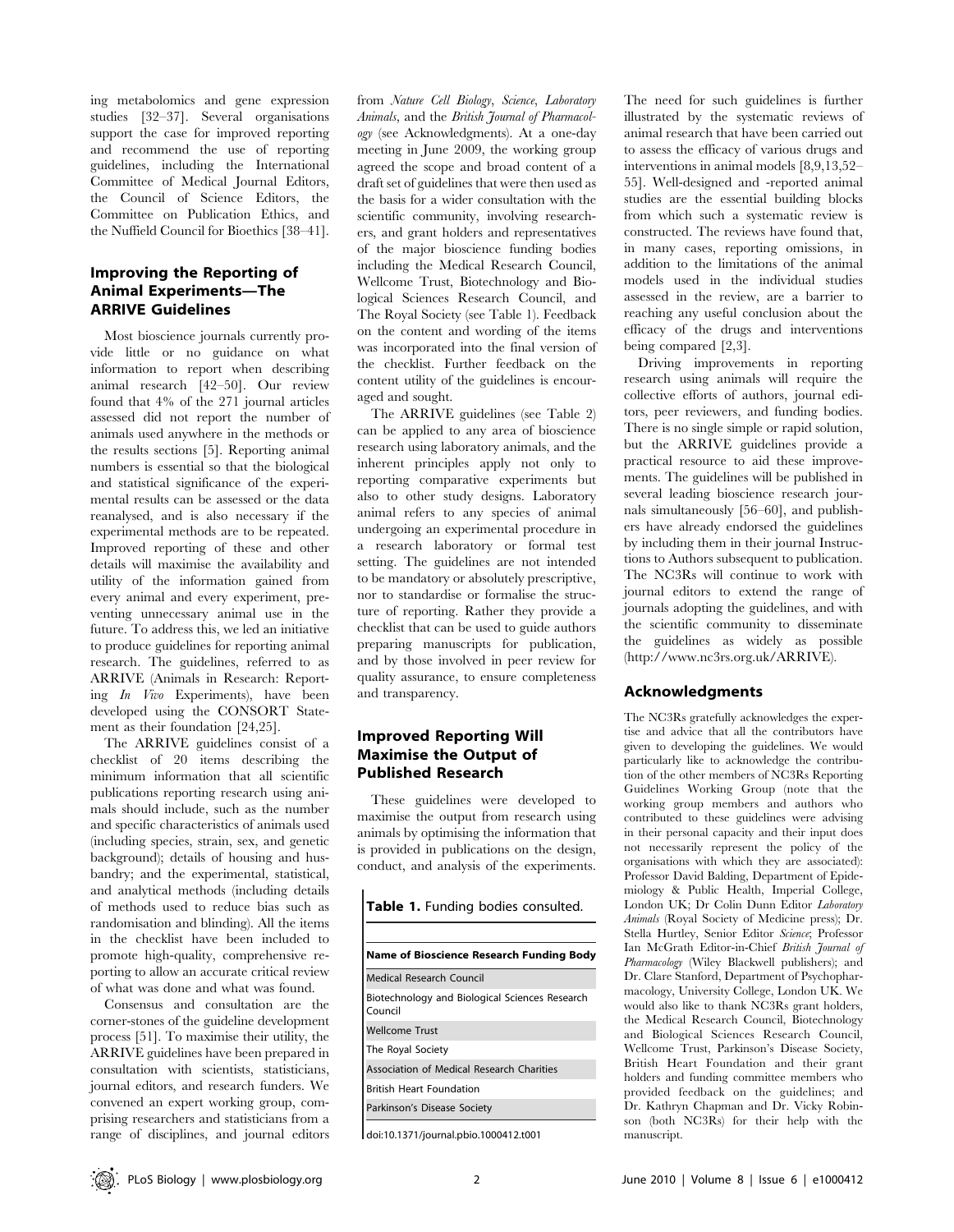ing metabolomics and gene expression studies [32–37]. Several organisations support the case for improved reporting and recommend the use of reporting guidelines, including the International Committee of Medical Journal Editors, the Council of Science Editors, the Committee on Publication Ethics, and the Nuffield Council for Bioethics [38–41].

## Improving the Reporting of Animal Experiments—The ARRIVE Guidelines

Most bioscience journals currently provide little or no guidance on what information to report when describing animal research [42–50]. Our review found that 4% of the 271 journal articles assessed did not report the number of animals used anywhere in the methods or the results sections [5]. Reporting animal numbers is essential so that the biological and statistical significance of the experimental results can be assessed or the data reanalysed, and is also necessary if the experimental methods are to be repeated. Improved reporting of these and other details will maximise the availability and utility of the information gained from every animal and every experiment, preventing unnecessary animal use in the future. To address this, we led an initiative to produce guidelines for reporting animal research. The guidelines, referred to as ARRIVE (Animals in Research: Reporting *In Vivo* Experiments), have been developed using the CONSORT Statement as their foundation [24,25].

The ARRIVE guidelines consist of a checklist of 20 items describing the minimum information that all scientific publications reporting research using animals should include, such as the number and specific characteristics of animals used (including species, strain, sex, and genetic background); details of housing and husbandry; and the experimental, statistical, and analytical methods (including details of methods used to reduce bias such as randomisation and blinding). All the items in the checklist have been included to promote high-quality, comprehensive reporting to allow an accurate critical review of what was done and what was found.

Consensus and consultation are the corner-stones of the guideline development process [51]. To maximise their utility, the ARRIVE guidelines have been prepared in consultation with scientists, statisticians, journal editors, and research funders. We convened an expert working group, comprising researchers and statisticians from a range of disciplines, and journal editors from *Nature Cell Biology*, *Science*, *Laboratory Animals*, and the *British Journal of Pharmacology* (see Acknowledgments). At a one-day meeting in June 2009, the working group agreed the scope and broad content of a draft set of guidelines that were then used as the basis for a wider consultation with the scientific community, involving researchers, and grant holders and representatives of the major bioscience funding bodies including the Medical Research Council, Wellcome Trust, Biotechnology and Biological Sciences Research Council, and The Royal Society (see Table 1). Feedback on the content and wording of the items was incorporated into the final version of the checklist. Further feedback on the content utility of the guidelines is encouraged and sought.

The ARRIVE guidelines (see Table 2) can be applied to any area of bioscience research using laboratory animals, and the inherent principles apply not only to reporting comparative experiments but also to other study designs. Laboratory animal refers to any species of animal undergoing an experimental procedure in a research laboratory or formal test setting. The guidelines are not intended to be mandatory or absolutely prescriptive, nor to standardise or formalise the structure of reporting. Rather they provide a checklist that can be used to guide authors preparing manuscripts for publication, and by those involved in peer review for quality assurance, to ensure completeness and transparency.

## Improved Reporting Will Maximise the Output of Published Research

These guidelines were developed to maximise the output from research using animals by optimising the information that is provided in publications on the design, conduct, and analysis of the experiments.

**Table 1.** Funding bodies consulted.

| Name of Bioscience Research Funding Body |
|---|
| Medical Research Council |
| Biotechnology and Biological Sciences Research Council |
| Wellcome Trust |
| The Royal Society |
| Association of Medical Research Charities |
| British Heart Foundation |
| Parkinson's Disease Society |

doi:10.1371/journal.pbio.1000412.t001

The need for such guidelines is further illustrated by the systematic reviews of animal research that have been carried out to assess the efficacy of various drugs and interventions in animal models [8,9,13,52–55]. Well-designed and -reported animal studies are the essential building blocks from which such a systematic review is constructed. The reviews have found that, in many cases, reporting omissions, in addition to the limitations of the animal models used in the individual studies assessed in the review, are a barrier to reaching any useful conclusion about the efficacy of the drugs and interventions being compared [2,3].

Driving improvements in reporting research using animals will require the collective efforts of authors, journal editors, peer reviewers, and funding bodies. There is no single simple or rapid solution, but the ARRIVE guidelines provide a practical resource to aid these improvements. The guidelines will be published in several leading bioscience research journals simultaneously [56–60], and publishers have already endorsed the guidelines by including them in their journal Instructions to Authors subsequent to publication. The NC3Rs will continue to work with journal editors to extend the range of journals adopting the guidelines, and with the scientific community to disseminate the guidelines as widely as possible (http://www.nc3rs.org.uk/ARRIVE).

## Acknowledgments

The NC3Rs gratefully acknowledges the expertise and advice that all the contributors have given to developing the guidelines. We would particularly like to acknowledge the contribution of the other members of NC3Rs Reporting Guidelines Working Group (note that the working group members and authors who contributed to these guidelines were advising in their personal capacity and their input does not necessarily represent the policy of the organisations with which they are associated): Professor David Balding, Department of Epidemiology & Public Health, Imperial College, London UK; Dr Colin Dunn Editor *Laboratory Animals* (Royal Society of Medicine press); Dr. Stella Hurtley, Senior Editor *Science*; Professor Ian McGrath Editor-in-Chief *British Journal of Pharmacology* (Wiley Blackwell publishers); and Dr. Clare Stanford, Department of Psychopharmacology, University College, London UK. We would also like to thank NC3Rs grant holders, the Medical Research Council, Biotechnology and Biological Sciences Research Council, Wellcome Trust, Parkinson's Disease Society, British Heart Foundation and their grant holders and funding committee members who provided feedback on the guidelines; and Dr. Kathryn Chapman and Dr. Vicky Robinson (both NC3Rs) for their help with the manuscript.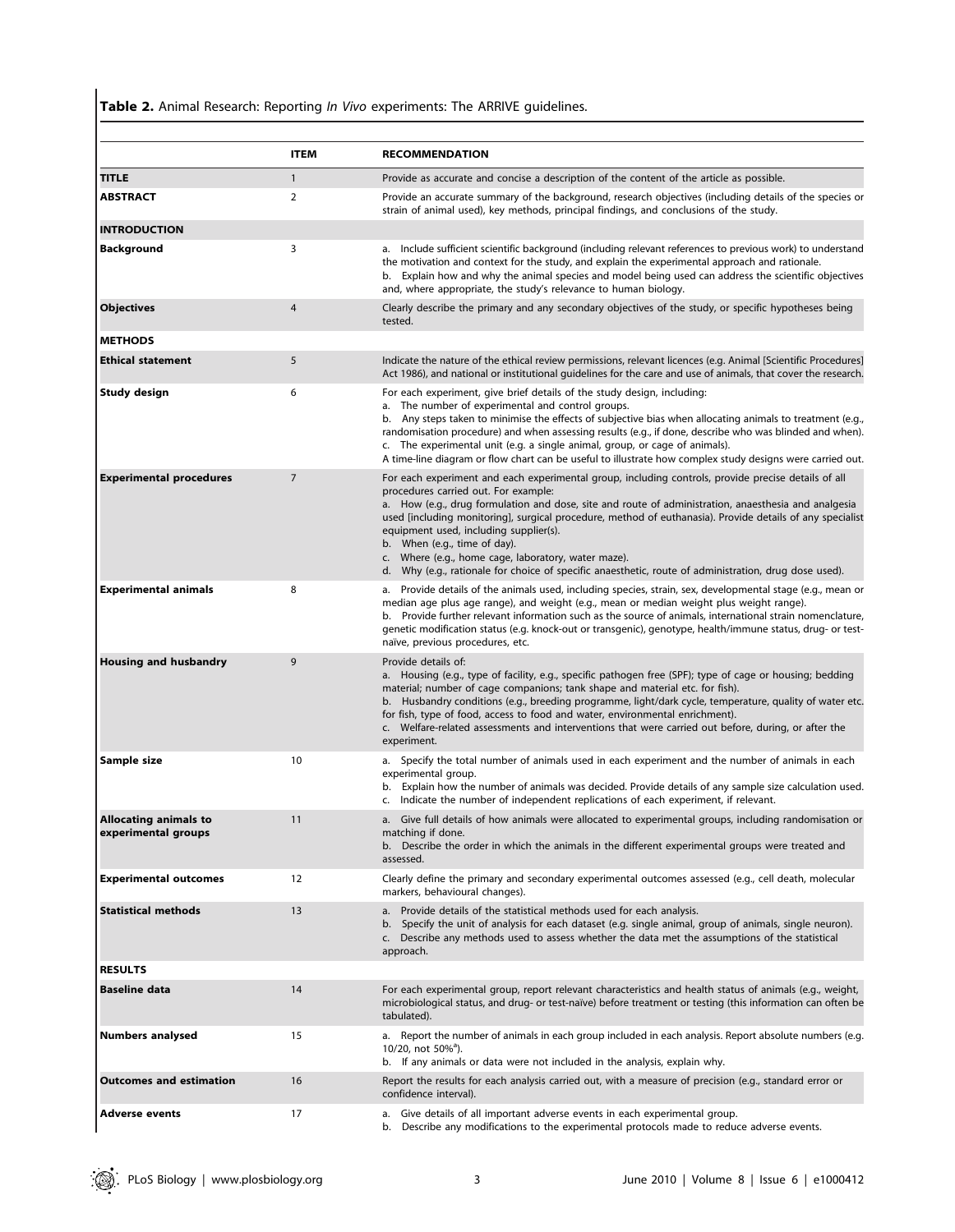**Table 2.** Animal Research: Reporting *In Vivo* experiments: The ARRIVE guidelines.

| | ITEM | RECOMMENDATION |
|---|---|---|
| **TITLE** | 1 | Provide as accurate and concise a description of the content of the article as possible. |
| **ABSTRACT** | 2 | Provide an accurate summary of the background, research objectives (including details of the species or strain of animal used), key methods, principal findings, and conclusions of the study. |
| **INTRODUCTION** | | |
| **Background** | 3 | a. Include sufficient scientific background (including relevant references to previous work) to understand the motivation and context for the study, and explain the experimental approach and rationale.<br>b. Explain how and why the animal species and model being used can address the scientific objectives and, where appropriate, the study's relevance to human biology. |
| **Objectives** | 4 | Clearly describe the primary and any secondary objectives of the study, or specific hypotheses being tested. |
| **METHODS** | | |
| **Ethical statement** | 5 | Indicate the nature of the ethical review permissions, relevant licences (e.g. Animal [Scientific Procedures] Act 1986), and national or institutional guidelines for the care and use of animals, that cover the research. |
| **Study design** | 6 | For each experiment, give brief details of the study design, including:<br>a. The number of experimental and control groups.<br>b. Any steps taken to minimise the effects of subjective bias when allocating animals to treatment (e.g., randomisation procedure) and when assessing results (e.g., if done, describe who was blinded and when).<br>c. The experimental unit (e.g. a single animal, group, or cage of animals).<br>A time-line diagram or flow chart can be useful to illustrate how complex study designs were carried out. |
| **Experimental procedures** | 7 | For each experiment and each experimental group, including controls, provide precise details of all procedures carried out. For example:<br>a. How (e.g., drug formulation and dose, site and route of administration, anaesthesia and analgesia used [including monitoring], surgical procedure, method of euthanasia). Provide details of any specialist equipment used, including supplier(s).<br>b. When (e.g., time of day).<br>c. Where (e.g., home cage, laboratory, water maze).<br>d. Why (e.g., rationale for choice of specific anaesthetic, route of administration, drug dose used). |
| **Experimental animals** | 8 | a. Provide details of the animals used, including species, strain, sex, developmental stage (e.g., mean or median age plus age range), and weight (e.g., mean or median weight plus weight range).<br>b. Provide further relevant information such as the source of animals, international strain nomenclature, genetic modification status (e.g. knock-out or transgenic), genotype, health/immune status, drug- or test-naïve, previous procedures, etc. |
| **Housing and husbandry** | 9 | Provide details of:<br>a. Housing (e.g., type of facility, e.g., specific pathogen free (SPF); type of cage or housing; bedding material; number of cage companions; tank shape and material etc. for fish).<br>b. Husbandry conditions (e.g., breeding programme, light/dark cycle, temperature, quality of water etc. for fish, type of food, access to food and water, environmental enrichment).<br>c. Welfare-related assessments and interventions that were carried out before, during, or after the experiment. |
| **Sample size** | 10 | a. Specify the total number of animals used in each experiment and the number of animals in each experimental group.<br>b. Explain how the number of animals was decided. Provide details of any sample size calculation used.<br>c. Indicate the number of independent replications of each experiment, if relevant. |
| **Allocating animals to experimental groups** | 11 | a. Give full details of how animals were allocated to experimental groups, including randomisation or matching if done.<br>b. Describe the order in which the animals in the different experimental groups were treated and assessed. |
| **Experimental outcomes** | 12 | Clearly define the primary and secondary experimental outcomes assessed (e.g., cell death, molecular markers, behavioural changes). |
| **Statistical methods** | 13 | a. Provide details of the statistical methods used for each analysis.<br>b. Specify the unit of analysis for each dataset (e.g. single animal, group of animals, single neuron).<br>c. Describe any methods used to assess whether the data met the assumptions of the statistical approach. |
| **RESULTS** | | |
| **Baseline data** | 14 | For each experimental group, report relevant characteristics and health status of animals (e.g., weight, microbiological status, and drug- or test-naïve) before treatment or testing (this information can often be tabulated). |
| **Numbers analysed** | 15 | a. Report the number of animals in each group included in each analysis. Report absolute numbers (e.g. 10/20, not 50%[a]).<br>b. If any animals or data were not included in the analysis, explain why. |
| **Outcomes and estimation** | 16 | Report the results for each analysis carried out, with a measure of precision (e.g., standard error or confidence interval). |
| **Adverse events** | 17 | a. Give details of all important adverse events in each experimental group.<br>b. Describe any modifications to the experimental protocols made to reduce adverse events. |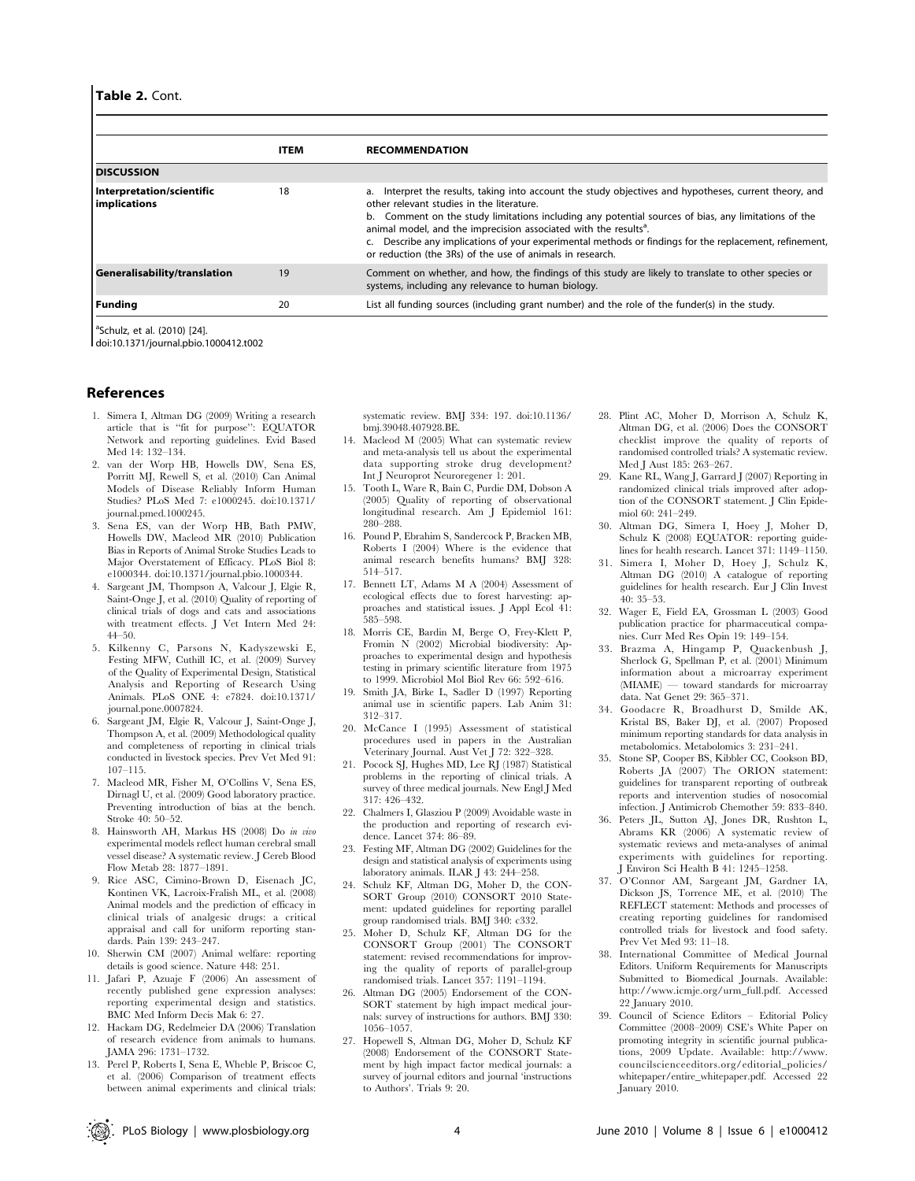**Table 2.** Cont.

| | ITEM | RECOMMENDATION |
|---|---|---|
| **DISCUSSION** | | |
| **Interpretation/scientific implications** | 18 | a. Interpret the results, taking into account the study objectives and hypotheses, current theory, and other relevant studies in the literature.<br>b. Comment on the study limitations including any potential sources of bias, any limitations of the animal model, and the imprecision associated with the results[a].<br>c. Describe any implications of your experimental methods or findings for the replacement, refinement, or reduction (the 3Rs) of the use of animals in research. |
| **Generalisability/translation** | 19 | Comment on whether, and how, the findings of this study are likely to translate to other species or systems, including any relevance to human biology. |
| **Funding** | 20 | List all funding sources (including grant number) and the role of the funder(s) in the study. |

[a]Schulz, et al. (2010) [24].

doi:10.1371/journal.pbio.1000412.t002

## References

1. Simera I, Altman DG (2009) Writing a research article that is "fit for purpose": EQUATOR Network and reporting guidelines. Evid Based Med 14: 132–134.
2. van der Worp HB, Howells DW, Sena ES, Porritt MJ, Rewell S, et al. (2010) Can Animal Models of Disease Reliably Inform Human Studies? PLoS Med 7: e1000245. doi:10.1371/journal.pmed.1000245.
3. Sena ES, van der Worp HB, Bath PMW, Howells DW, Macleod MR (2010) Publication Bias in Reports of Animal Stroke Studies Leads to Major Overstatement of Efficacy. PLoS Biol 8: e1000344. doi:10.1371/journal.pbio.1000344.
4. Sargeant JM, Thompson A, Valcour J, Elgie R, Saint-Onge J, et al. (2010) Quality of reporting of clinical trials of dogs and cats and associations with treatment effects. J Vet Intern Med 24: 44–50.
5. Kilkenny C, Parsons N, Kadyszewski E, Festing MFW, Cuthill IC, et al. (2009) Survey of the Quality of Experimental Design, Statistical Analysis and Reporting of Research Using Animals. PLoS ONE 4: e7824. doi:10.1371/journal.pone.0007824.
6. Sargeant JM, Elgie R, Valcour J, Saint-Onge J, Thompson A, et al. (2009) Methodological quality and completeness of reporting in clinical trials conducted in livestock species. Prev Vet Med 91: 107–115.
7. Macleod MR, Fisher M, O'Collins V, Sena ES, Dirnagl U, et al. (2009) Good laboratory practice. Preventing introduction of bias at the bench. Stroke 40: 50–52.
8. Hainsworth AH, Markus HS (2008) Do *in vivo* experimental models reflect human cerebral small vessel disease? A systematic review. J Cereb Blood Flow Metab 28: 1877–1891.
9. Rice ASC, Cimino-Brown D, Eisenach JC, Kontinen VK, Lacroix-Fralish ML, et al. (2008) Animal models and the prediction of efficacy in clinical trials of analgesic drugs: a critical appraisal and call for uniform reporting standards. Pain 139: 243–247.
10. Sherwin CM (2007) Animal welfare: reporting details is good science. Nature 448: 251.
11. Jafari P, Azuaje F (2006) An assessment of recently published gene expression analyses: reporting experimental design and statistics. BMC Med Inform Decis Mak 6: 27.
12. Hackam DG, Redelmeier DA (2006) Translation of research evidence from animals to humans. JAMA 296: 1731–1732.
13. Perel P, Roberts I, Sena E, Wheble P, Briscoe C, et al. (2006) Comparison of treatment effects between animal experiments and clinical trials: systematic review. BMJ 334: 197. doi:10.1136/bmj.39048.407928.BE.
14. Macleod M (2005) What can systematic review and meta-analysis tell us about the experimental data supporting stroke drug development? Int J Neuroprot Neuroregener 1: 201.
15. Tooth L, Ware R, Bain C, Purdie DM, Dobson A (2005) Quality of reporting of observational longitudinal research. Am J Epidemiol 161: 280–288.
16. Pound P, Ebrahim S, Sandercock P, Bracken MB, Roberts I (2004) Where is the evidence that animal research benefits humans? BMJ 328: 514–517.
17. Bennett LT, Adams M A (2004) Assessment of ecological effects due to forest harvesting: approaches and statistical issues. J Appl Ecol 41: 585–598.
18. Morris CE, Bardin M, Berge O, Frey-Klett P, Fromin N (2002) Microbial biodiversity: Approaches to experimental design and hypothesis testing in primary scientific literature from 1975 to 1999. Microbiol Mol Biol Rev 66: 592–616.
19. Smith JA, Birke L, Sadler D (1997) Reporting animal use in scientific papers. Lab Anim 31: 312–317.
20. McCance I (1995) Assessment of statistical procedures used in papers in the Australian Veterinary Journal. Aust Vet J 72: 322–328.
21. Pocock SJ, Hughes MD, Lee RJ (1987) Statistical problems in the reporting of clinical trials. A survey of three medical journals. New Engl J Med 317: 426–432.
22. Chalmers I, Glasziou P (2009) Avoidable waste in the production and reporting of research evidence. Lancet 374: 86–89.
23. Festing MF, Altman DG (2002) Guidelines for the design and statistical analysis of experiments using laboratory animals. ILAR J 43: 244–258.
24. Schulz KF, Altman DG, Moher D, the CONSORT Group (2010) CONSORT 2010 Statement: updated guidelines for reporting parallel group randomised trials. BMJ 340: c332.
25. Moher D, Schulz KF, Altman DG for the CONSORT Group (2001) The CONSORT statement: revised recommendations for improving the quality of reports of parallel-group randomised trials. Lancet 357: 1191–1194.
26. Altman DG (2005) Endorsement of the CONSORT statement by high impact medical journals: survey of instructions for authors. BMJ 330: 1056–1057.
27. Hopewell S, Altman DG, Moher D, Schulz KF (2008) Endorsement of the CONSORT Statement by high impact factor medical journals: a survey of journal editors and journal 'instructions to Authors'. Trials 9: 20.
28. Plint AC, Moher D, Morrison A, Schulz K, Altman DG, et al. (2006) Does the CONSORT checklist improve the quality of reports of randomised controlled trials? A systematic review. Med J Aust 185: 263–267.
29. Kane RL, Wang J, Garrard J (2007) Reporting in randomized clinical trials improved after adoption of the CONSORT statement. J Clin Epidemiol 60: 241–249.
30. Altman DG, Simera I, Hoey J, Moher D, Schulz K (2008) EQUATOR: reporting guidelines for health research. Lancet 371: 1149–1150.
31. Simera I, Moher D, Hoey J, Schulz K, Altman DG (2010) A catalogue of reporting guidelines for health research. Eur J Clin Invest 40: 35–53.
32. Wager E, Field EA, Grossman L (2003) Good publication practice for pharmaceutical companies. Curr Med Res Opin 19: 149–154.
33. Brazma A, Hingamp P, Quackenbush J, Sherlock G, Spellman P, et al. (2001) Minimum information about a microarray experiment (MIAME) — toward standards for microarray data. Nat Genet 29: 365–371.
34. Goodacre R, Broadhurst D, Smilde AK, Kristal BS, Baker DJ, et al. (2007) Proposed minimum reporting standards for data analysis in metabolomics. Metabolomics 3: 231–241.
35. Stone SP, Cooper BS, Kibbler CC, Cookson BD, Roberts JA (2007) The ORION statement: guidelines for transparent reporting of outbreak reports and intervention studies of nosocomial infection. J Antimicrob Chemother 59: 833–840.
36. Peters JL, Sutton AJ, Jones DR, Rushton L, Abrams KR (2006) A systematic review of systematic reviews and meta-analyses of animal experiments with guidelines for reporting. J Environ Sci Health B 41: 1245–1258.
37. O'Connor AM, Sargeant JM, Gardner IA, Dickson JS, Torrence ME, et al. (2010) The REFLECT statement: Methods and processes of creating reporting guidelines for randomised controlled trials for livestock and food safety. Prev Vet Med 93: 11–18.
38. International Committee of Medical Journal Editors. Uniform Requirements for Manuscripts Submitted to Biomedical Journals. Available: http://www.icmje.org/urm_full.pdf. Accessed 22 January 2010.
39. Council of Science Editors – Editorial Policy Committee (2008–2009) CSE's White Paper on promoting integrity in scientific journal publications, 2009 Update. Available: http://www.councilscienceeditors.org/editorial_policies/whitepaper/entire_whitepaper.pdf. Accessed 22 January 2010.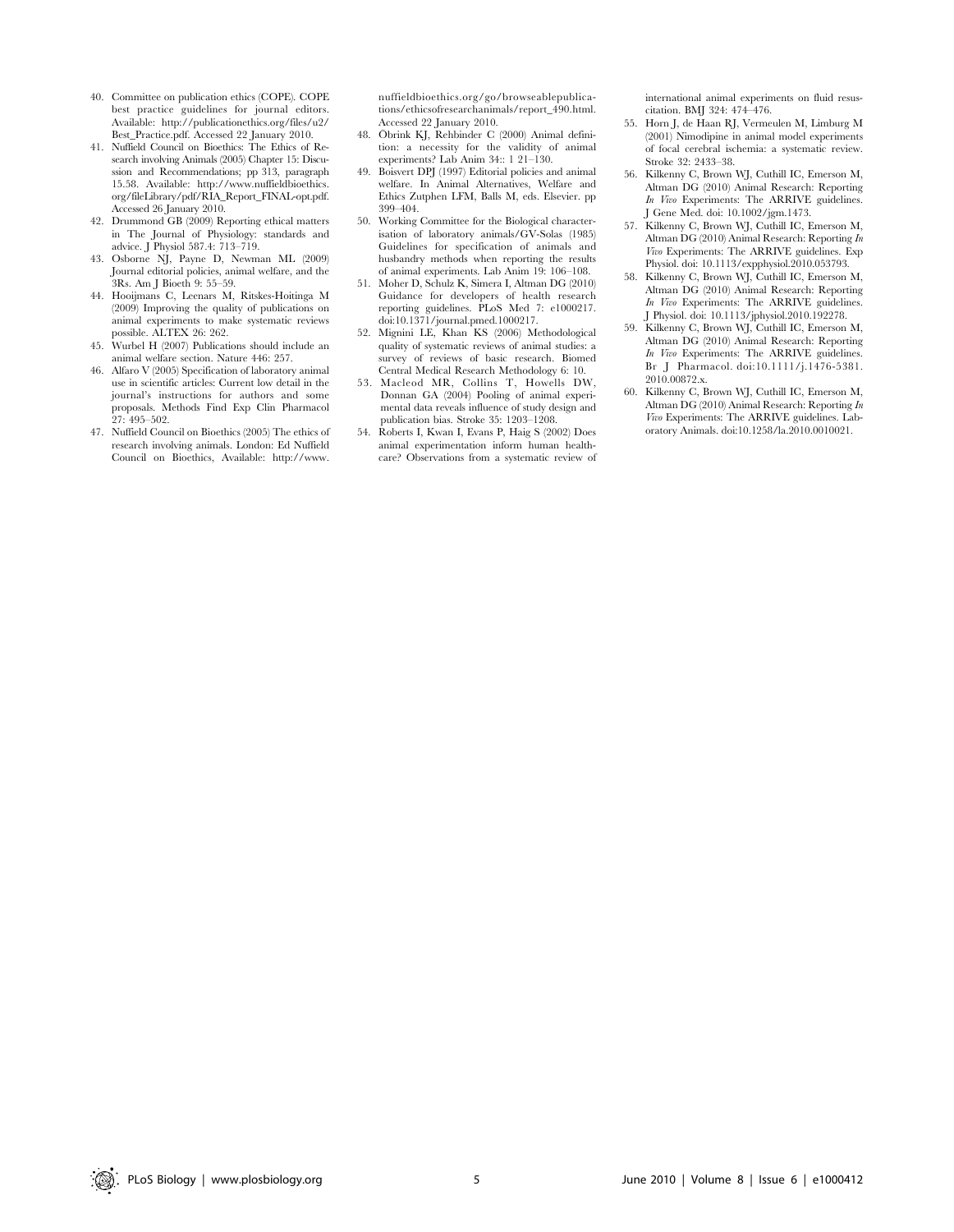40. Committee on publication ethics (COPE). COPE best practice guidelines for journal editors. Available: http://publicationethics.org/files/u2/Best_Practice.pdf. Accessed 22 January 2010.
41. Nuffield Council on Bioethics: The Ethics of Research involving Animals (2005) Chapter 15: Discussion and Recommendations; pp 313, paragraph 15.58. Available: http://www.nuffieldbioethics.org/fileLibrary/pdf/RIA_Report_FINAL-opt.pdf. Accessed 26 January 2010.
42. Drummond GB (2009) Reporting ethical matters in The Journal of Physiology: standards and advice. J Physiol 587.4: 713–719.
43. Osborne NJ, Payne D, Newman ML (2009) Journal editorial policies, animal welfare, and the 3Rs. Am J Bioeth 9: 55–59.
44. Hooijmans C, Leenars M, Ritskes-Hoitinga M (2009) Improving the quality of publications on animal experiments to make systematic reviews possible. ALTEX 26: 262.
45. Wurbel H (2007) Publications should include an animal welfare section. Nature 446: 257.
46. Alfaro V (2005) Specification of laboratory animal use in scientific articles: Current low detail in the journal's instructions for authors and some proposals. Methods Find Exp Clin Pharmacol 27: 495–502.
47. Nuffield Council on Bioethics (2005) The ethics of research involving animals. London: Ed Nuffield Council on Bioethics, Available: http://www.nuffieldbioethics.org/go/browseablepublications/ethicsofresearchanimals/report_490.html. Accessed 22 January 2010.
48. Öbrink KJ, Rehbinder C (2000) Animal definition: a necessity for the validity of animal experiments? Lab Anim 34:: 1 21–130.
49. Boisvert DPJ (1997) Editorial policies and animal welfare. In Animal Alternatives, Welfare and Ethics Zutphen LFM, Balls M, eds. Elsevier. pp 399–404.
50. Working Committee for the Biological characterisation of laboratory animals/GV-Solas (1985) Guidelines for specification of animals and husbandry methods when reporting the results of animal experiments. Lab Anim 19: 106–108.
51. Moher D, Schulz K, Simera I, Altman DG (2010) Guidance for developers of health research reporting guidelines. PLoS Med 7: e1000217. doi:10.1371/journal.pmed.1000217.
52. Mignini LE, Khan KS (2006) Methodological quality of systematic reviews of animal studies: a survey of reviews of basic research. Biomed Central Medical Research Methodology 6: 10.
53. Macleod MR, Collins T, Howells DW, Donnan GA (2004) Pooling of animal experimental data reveals influence of study design and publication bias. Stroke 35: 1203–1208.
54. Roberts I, Kwan I, Evans P, Haig S (2002) Does animal experimentation inform human healthcare? Observations from a systematic review of international animal experiments on fluid resuscitation. BMJ 324: 474–476.
55. Horn J, de Haan RJ, Vermeulen M, Limburg M (2001) Nimodipine in animal model experiments of focal cerebral ischemia: a systematic review. Stroke 32: 2433–38.
56. Kilkenny C, Brown WJ, Cuthill IC, Emerson M, Altman DG (2010) Animal Research: Reporting *In Vivo* Experiments: The ARRIVE guidelines. J Gene Med. doi: 10.1002/jgm.1473.
57. Kilkenny C, Brown WJ, Cuthill IC, Emerson M, Altman DG (2010) Animal Research: Reporting *In Vivo* Experiments: The ARRIVE guidelines. Exp Physiol. doi: 10.1113/expphysiol.2010.053793.
58. Kilkenny C, Brown WJ, Cuthill IC, Emerson M, Altman DG (2010) Animal Research: Reporting *In Vivo* Experiments: The ARRIVE guidelines. J Physiol. doi: 10.1113/jphysiol.2010.192278.
59. Kilkenny C, Brown WJ, Cuthill IC, Emerson M, Altman DG (2010) Animal Research: Reporting *In Vivo* Experiments: The ARRIVE guidelines. Br J Pharmacol. doi:10.1111/j.1476-5381.2010.00872.x.
60. Kilkenny C, Brown WJ, Cuthill IC, Emerson M, Altman DG (2010) Animal Research: Reporting *In Vivo* Experiments: The ARRIVE guidelines. Laboratory Animals. doi:10.1258/la.2010.0010021.